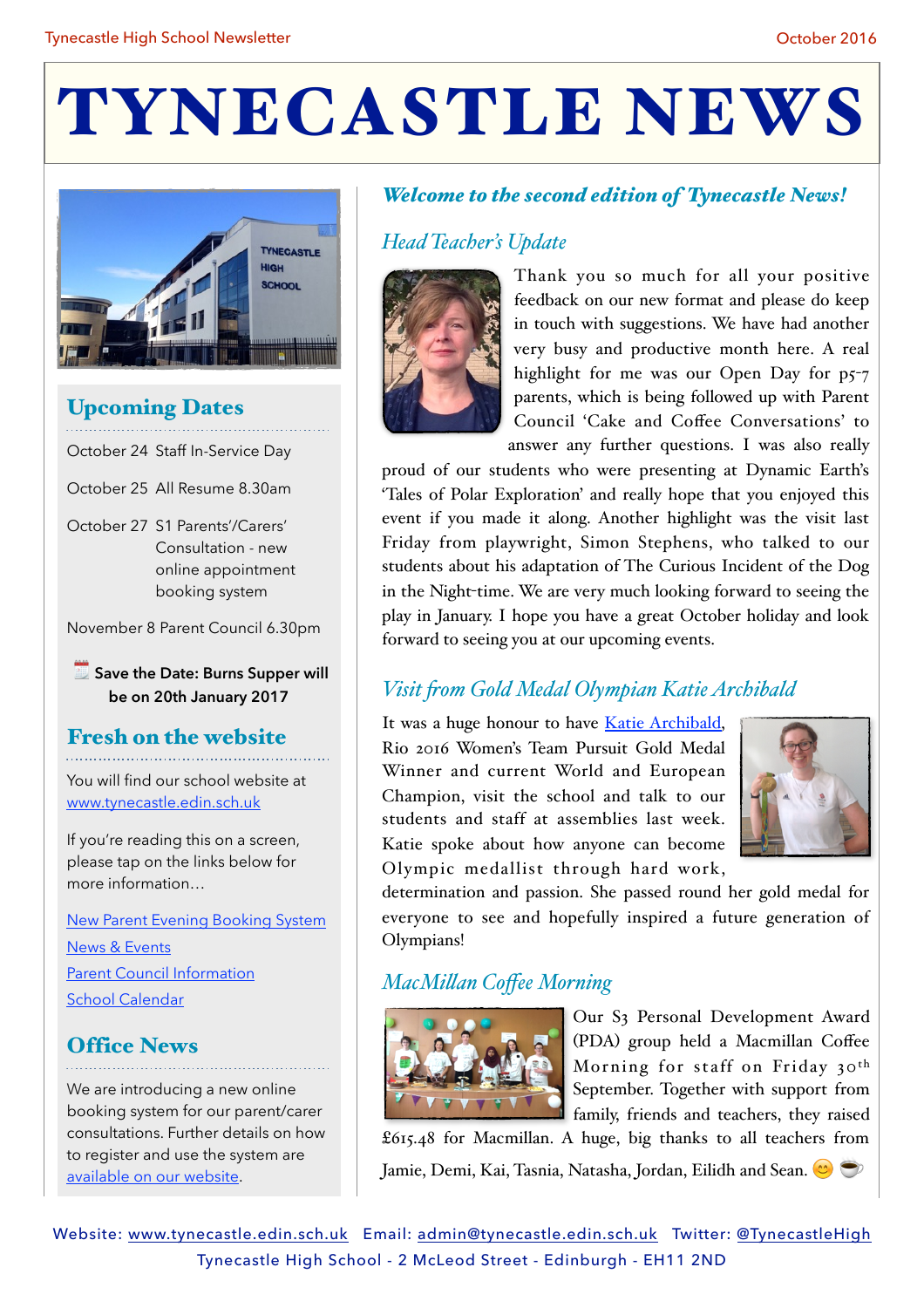# TYNECASTLE NEWS

## Upcoming Dates

October 24 Staff In-Service Day

October 25 All Resume 8.30am

October 27 S1 Parents'/Carers' Consultation - new online appointment booking system

November 8 Parent Council 6.30pm

**Save the Date: Burns Supper will be on 20th January 2017**

## Fresh on the website

You will find our school website at [www.tynecastle.edin.sch.uk](http://www.tynecastle.edin.sch.uk)

If you're reading this on a screen, please tap on the links below for more information…

[New Parent Evening Booking System](#)

[News & Events](#)

[Parent Council Information](#)

[School Calendar](#)

## Office News

We are introducing a new online booking system for our parent/carer consultations. Further details on how to register and use the system are [available on our website](#).

## *Welcome to the second edition of Tynecastle News!*

### *Head Teacher's Update*

Thank you so much for all your positive feedback on our new format and please do keep in touch with suggestions. We have had another very busy and productive month here. A real highlight for me was our Open Day for p5-7 parents, which is being followed up with Parent Council 'Cake and Coffee Conversations' to answer any further questions. I was also really proud of our students who were presenting at Dynamic Earth's 'Tales of Polar Exploration' and really hope that you enjoyed this event if you made it along. Another highlight was the visit last Friday from playwright, Simon Stephens, who talked to our students about his adaptation of The Curious Incident of the Dog in the Night-time. We are very much looking forward to seeing the play in January. I hope you have a great October holiday and look forward to seeing you at our upcoming events.

### *Visit from Gold Medal Olympian Katie Archibald*

It was a huge honour to have [Katie Archibald](#), Rio 2016 Women's Team Pursuit Gold Medal Winner and current World and European Champion, visit the school and talk to our students and staff at assemblies last week. Katie spoke about how anyone can become Olympic medallist through hard work, determination and passion. She passed round her gold medal for everyone to see and hopefully inspired a future generation of Olympians!

### *MacMillan Coffee Morning*

Our S3 Personal Development Award (PDA) group held a Macmillan Coffee Morning for staff on Friday 30th September. Together with support from family, friends and teachers, they raised £615.48 for Macmillan. A huge, big thanks to all teachers from Jamie, Demi, Kai, Tasnia, Natasha, Jordan, Eilidh and Sean. 😊 ☕

Website: [www.tynecastle.edin.sch.uk](http://www.tynecastle.edin.sch.uk) Email: [admin@tynecastle.edin.sch.uk](mailto:admin@tynecastle.edin.sch.uk) Twitter: [@TynecastleHigh](#)

Tynecastle High School - 2 McLeod Street - Edinburgh - EH11 2ND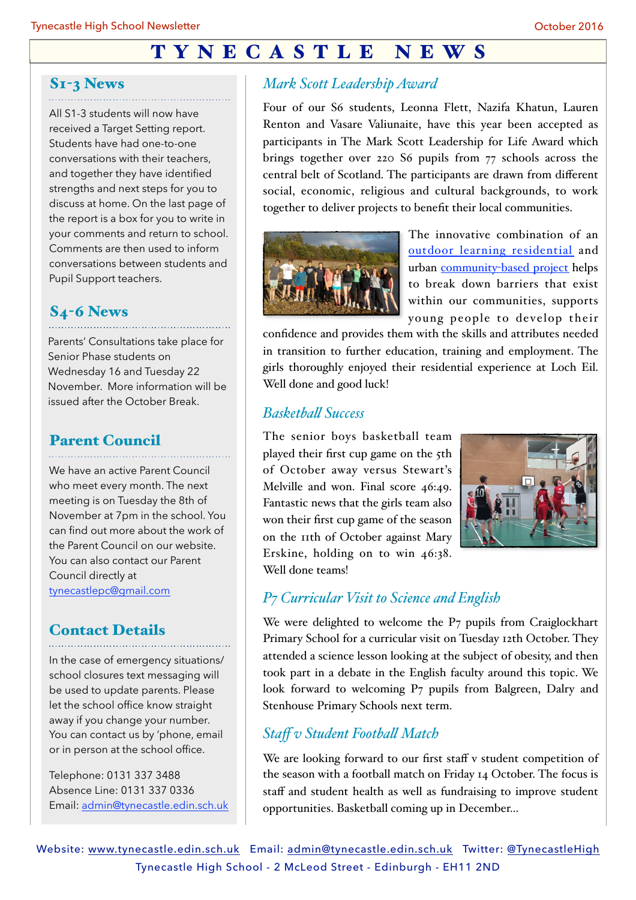# TYNECASTLE NEWS

## S1-3 News

All S1-3 students will now have received a Target Setting report. Students have had one-to-one conversations with their teachers, and together they have identified strengths and next steps for you to discuss at home. On the last page of the report is a box for you to write in your comments and return to school. Comments are then used to inform conversations between students and Pupil Support teachers.

## S4-6 News

Parents' Consultations take place for Senior Phase students on Wednesday 16 and Tuesday 22 November. More information will be issued after the October Break.

## Parent Council

We have an active Parent Council who meet every month. The next meeting is on Tuesday the 8th of November at 7pm in the school. You can find out more about the work of the Parent Council on our website. You can also contact our Parent Council directly at tynecastlepc@gmail.com

## Contact Details

In the case of emergency situations/ school closures text messaging will be used to update parents. Please let the school office know straight away if you change your number. You can contact us by 'phone, email or in person at the school office.

Telephone: 0131 337 3488
Absence Line: 0131 337 0336
Email: admin@tynecastle.edin.sch.uk

### *Mark Scott Leadership Award*

Four of our S6 students, Leonna Flett, Nazifa Khatun, Lauren Renton and Vasare Valiunaite, have this year been accepted as participants in The Mark Scott Leadership for Life Award which brings together over 220 S6 pupils from 77 schools across the central belt of Scotland. The participants are drawn from different social, economic, religious and cultural backgrounds, to work together to deliver projects to benefit their local communities.

The innovative combination of an outdoor learning residential and urban community-based project helps to break down barriers that exist within our communities, supports young people to develop their confidence and provides them with the skills and attributes needed in transition to further education, training and employment. The girls thoroughly enjoyed their residential experience at Loch Eil. Well done and good luck!

### *Basketball Success*

The senior boys basketball team played their first cup game on the 5th of October away versus Stewart's Melville and won. Final score 46:49. Fantastic news that the girls team also won their first cup game of the season on the 11th of October against Mary Erskine, holding on to win 46:38. Well done teams!

### *P7 Curricular Visit to Science and English*

We were delighted to welcome the P7 pupils from Craiglockhart Primary School for a curricular visit on Tuesday 12th October. They attended a science lesson looking at the subject of obesity, and then took part in a debate in the English faculty around this topic. We look forward to welcoming P7 pupils from Balgreen, Dalry and Stenhouse Primary Schools next term.

### *Staff v Student Football Match*

We are looking forward to our first staff v student competition of the season with a football match on Friday 14 October. The focus is staff and student health as well as fundraising to improve student opportunities. Basketball coming up in December...

Website: www.tynecastle.edin.sch.uk Email: admin@tynecastle.edin.sch.uk Twitter: @TynecastleHigh
Tynecastle High School - 2 McLeod Street - Edinburgh - EH11 2ND